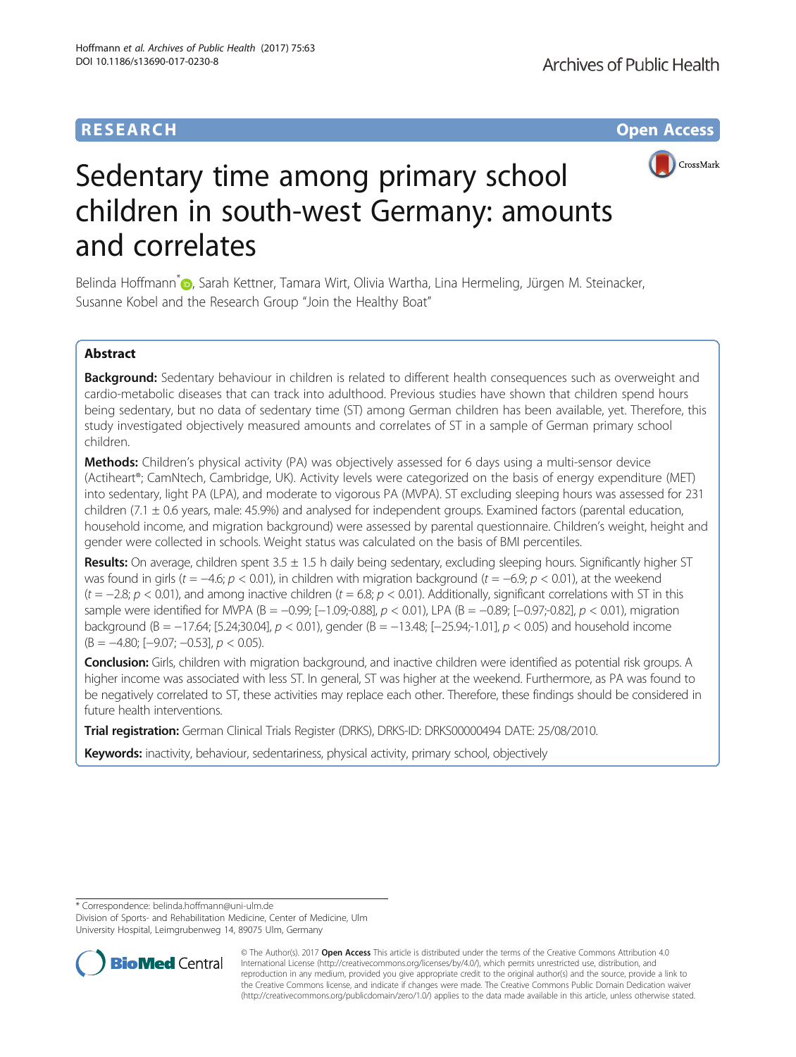RESEARCH Open Access

# Sedentary time among primary school children in south-west Germany: amounts and correlates

Belinda Hoffmann*, Sarah Kettner, Tamara Wirt, Olivia Wartha, Lina Hermeling, Jürgen M. Steinacker, Susanne Kobel and the Research Group "Join the Healthy Boat"

## Abstract

**Background:** Sedentary behaviour in children is related to different health consequences such as overweight and cardio-metabolic diseases that can track into adulthood. Previous studies have shown that children spend hours being sedentary, but no data of sedentary time (ST) among German children has been available, yet. Therefore, this study investigated objectively measured amounts and correlates of ST in a sample of German primary school children.

**Methods:** Children's physical activity (PA) was objectively assessed for 6 days using a multi-sensor device (Actiheart®; CamNtech, Cambridge, UK). Activity levels were categorized on the basis of energy expenditure (MET) into sedentary, light PA (LPA), and moderate to vigorous PA (MVPA). ST excluding sleeping hours was assessed for 231 children (7.1 ± 0.6 years, male: 45.9%) and analysed for independent groups. Examined factors (parental education, household income, and migration background) were assessed by parental questionnaire. Children's weight, height and gender were collected in schools. Weight status was calculated on the basis of BMI percentiles.

**Results:** On average, children spent 3.5 ± 1.5 h daily being sedentary, excluding sleeping hours. Significantly higher ST was found in girls ($t = -4.6$; $p < 0.01$), in children with migration background ($t = -6.9$; $p < 0.01$), at the weekend ($t = -2.8$; $p < 0.01$), and among inactive children ($t = 6.8$; $p < 0.01$). Additionally, significant correlations with ST in this sample were identified for MVPA (B = −0.99; [−1.09;-0.88], $p < 0.01$), LPA (B = −0.89; [−0.97;-0.82], $p < 0.01$), migration background (B = −17.64; [5.24;30.04], $p < 0.01$), gender (B = −13.48; [−25.94;-1.01], $p < 0.05$) and household income (B = −4.80; [−9.07; −0.53], $p < 0.05$).

**Conclusion:** Girls, children with migration background, and inactive children were identified as potential risk groups. A higher income was associated with less ST. In general, ST was higher at the weekend. Furthermore, as PA was found to be negatively correlated to ST, these activities may replace each other. Therefore, these findings should be considered in future health interventions.

**Trial registration:** German Clinical Trials Register (DRKS), DRKS-ID: DRKS00000494 DATE: 25/08/2010.

**Keywords:** inactivity, behaviour, sedentariness, physical activity, primary school, objectively

\* Correspondence: belinda.hoffmann@uni-ulm.de
Division of Sports- and Rehabilitation Medicine, Center of Medicine, Ulm University Hospital, Leimgrubenweg 14, 89075 Ulm, Germany

© The Author(s). 2017 **Open Access** This article is distributed under the terms of the Creative Commons Attribution 4.0 International License (http://creativecommons.org/licenses/by/4.0/), which permits unrestricted use, distribution, and reproduction in any medium, provided you give appropriate credit to the original author(s) and the source, provide a link to the Creative Commons license, and indicate if changes were made. The Creative Commons Public Domain Dedication waiver (http://creativecommons.org/publicdomain/zero/1.0/) applies to the data made available in this article, unless otherwise stated.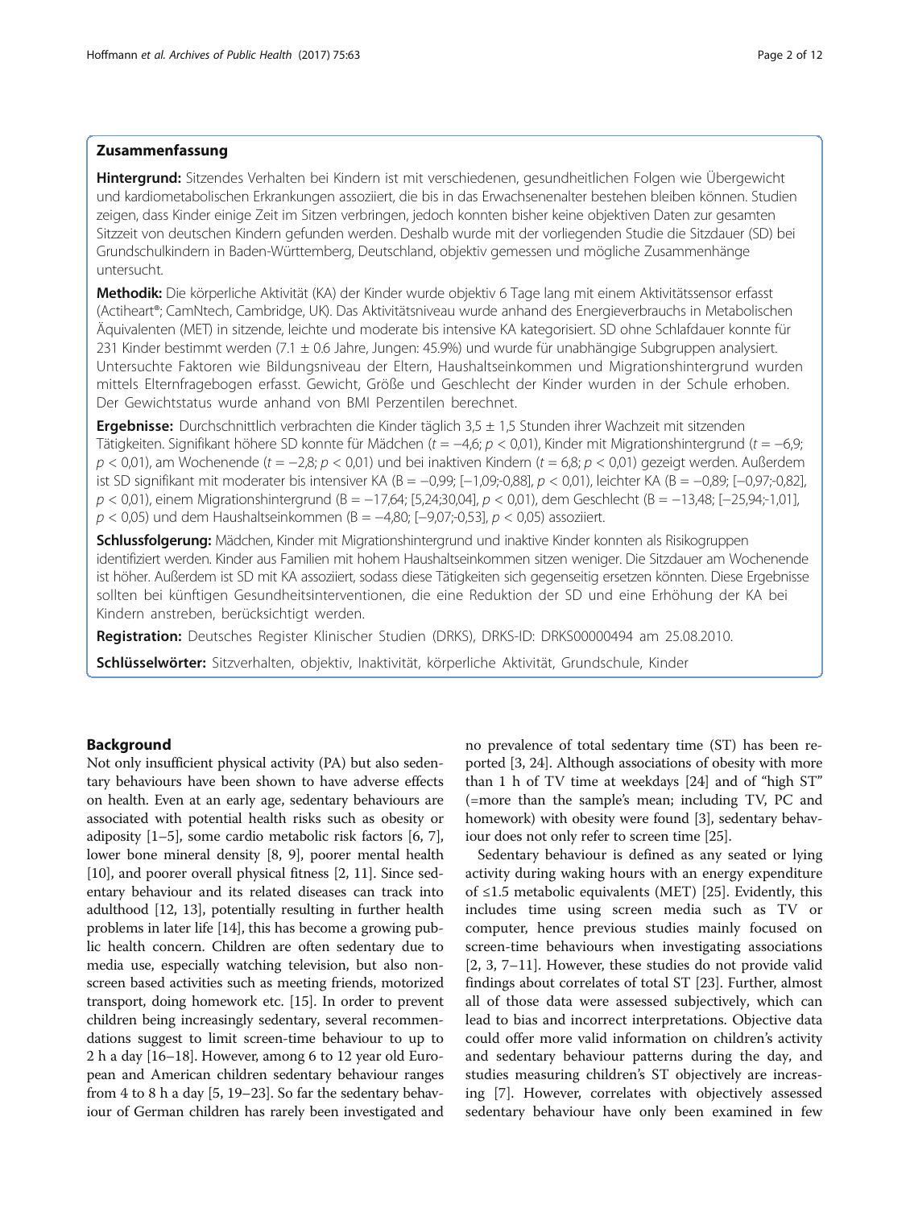## Zusammenfassung

**Hintergrund:** Sitzendes Verhalten bei Kindern ist mit verschiedenen, gesundheitlichen Folgen wie Übergewicht und kardiometabolischen Erkrankungen assoziiert, die bis in das Erwachsenenalter bestehen bleiben können. Studien zeigen, dass Kinder einige Zeit im Sitzen verbringen, jedoch konnten bisher keine objektiven Daten zur gesamten Sitzzeit von deutschen Kindern gefunden werden. Deshalb wurde mit der vorliegenden Studie die Sitzdauer (SD) bei Grundschulkindern in Baden-Württemberg, Deutschland, objektiv gemessen und mögliche Zusammenhänge untersucht.

**Methodik:** Die körperliche Aktivität (KA) der Kinder wurde objektiv 6 Tage lang mit einem Aktivitätssensor erfasst (Actiheart®; CamNtech, Cambridge, UK). Das Aktivitätsniveau wurde anhand des Energieverbrauchs in Metabolischen Äquivalenten (MET) in sitzende, leichte und moderate bis intensive KA kategorisiert. SD ohne Schlafdauer konnte für 231 Kinder bestimmt werden (7.1 ± 0.6 Jahre, Jungen: 45.9%) und wurde für unabhängige Subgruppen analysiert. Untersuchte Faktoren wie Bildungsniveau der Eltern, Haushaltseinkommen und Migrationshintergrund wurden mittels Elternfragebogen erfasst. Gewicht, Größe und Geschlecht der Kinder wurden in der Schule erhoben. Der Gewichtstatus wurde anhand von BMI Perzentilen berechnet.

**Ergebnisse:** Durchschnittlich verbrachten die Kinder täglich 3,5 ± 1,5 Stunden ihrer Wachzeit mit sitzenden Tätigkeiten. Signifikant höhere SD konnte für Mädchen ($t = -4{,}6$; $p < 0{,}01$), Kinder mit Migrationshintergrund ($t = -6{,}9$; $p < 0{,}01$), am Wochenende ($t = -2{,}8$; $p < 0{,}01$) und bei inaktiven Kindern ($t = 6{,}8$; $p < 0{,}01$) gezeigt werden. Außerdem ist SD signifikant mit moderater bis intensiver KA ($B = -0{,}99$; [−1,09;-0,88], $p < 0{,}01$), leichter KA ($B = -0{,}89$; [−0,97;-0,82], $p < 0{,}01$), einem Migrationshintergrund ($B = -17{,}64$; [5,24;30,04], $p < 0{,}01$), dem Geschlecht ($B = -13{,}48$; [−25,94;-1,01], $p < 0{,}05$) und dem Haushaltseinkommen ($B = -4{,}80$; [−9,07;-0,53], $p < 0{,}05$) assoziiert.

**Schlussfolgerung:** Mädchen, Kinder mit Migrationshintergrund und inaktive Kinder konnten als Risikogruppen identifiziert werden. Kinder aus Familien mit hohem Haushaltseinkommen sitzen weniger. Die Sitzdauer am Wochenende ist höher. Außerdem ist SD mit KA assoziiert, sodass diese Tätigkeiten sich gegenseitig ersetzen könnten. Diese Ergebnisse sollten bei künftigen Gesundheitsinterventionen, die eine Reduktion der SD und eine Erhöhung der KA bei Kindern anstreben, berücksichtigt werden.

**Registration:** Deutsches Register Klinischer Studien (DRKS), DRKS-ID: DRKS00000494 am 25.08.2010.

**Schlüsselwörter:** Sitzverhalten, objektiv, Inaktivität, körperliche Aktivität, Grundschule, Kinder

## Background

Not only insufficient physical activity (PA) but also sedentary behaviours have been shown to have adverse effects on health. Even at an early age, sedentary behaviours are associated with potential health risks such as obesity or adiposity [1–5], some cardio metabolic risk factors [6, 7], lower bone mineral density [8, 9], poorer mental health [10], and poorer overall physical fitness [2, 11]. Since sedentary behaviour and its related diseases can track into adulthood [12, 13], potentially resulting in further health problems in later life [14], this has become a growing public health concern. Children are often sedentary due to media use, especially watching television, but also non-screen based activities such as meeting friends, motorized transport, doing homework etc. [15]. In order to prevent children being increasingly sedentary, several recommendations suggest to limit screen-time behaviour to up to 2 h a day [16–18]. However, among 6 to 12 year old European and American children sedentary behaviour ranges from 4 to 8 h a day [5, 19–23]. So far the sedentary behaviour of German children has rarely been investigated and no prevalence of total sedentary time (ST) has been reported [3, 24]. Although associations of obesity with more than 1 h of TV time at weekdays [24] and of "high ST" (=more than the sample's mean; including TV, PC and homework) with obesity were found [3], sedentary behaviour does not only refer to screen time [25].

Sedentary behaviour is defined as any seated or lying activity during waking hours with an energy expenditure of ≤1.5 metabolic equivalents (MET) [25]. Evidently, this includes time using screen media such as TV or computer, hence previous studies mainly focused on screen-time behaviours when investigating associations [2, 3, 7–11]. However, these studies do not provide valid findings about correlates of total ST [23]. Further, almost all of those data were assessed subjectively, which can lead to bias and incorrect interpretations. Objective data could offer more valid information on children's activity and sedentary behaviour patterns during the day, and studies measuring children's ST objectively are increasing [7]. However, correlates with objectively assessed sedentary behaviour have only been examined in few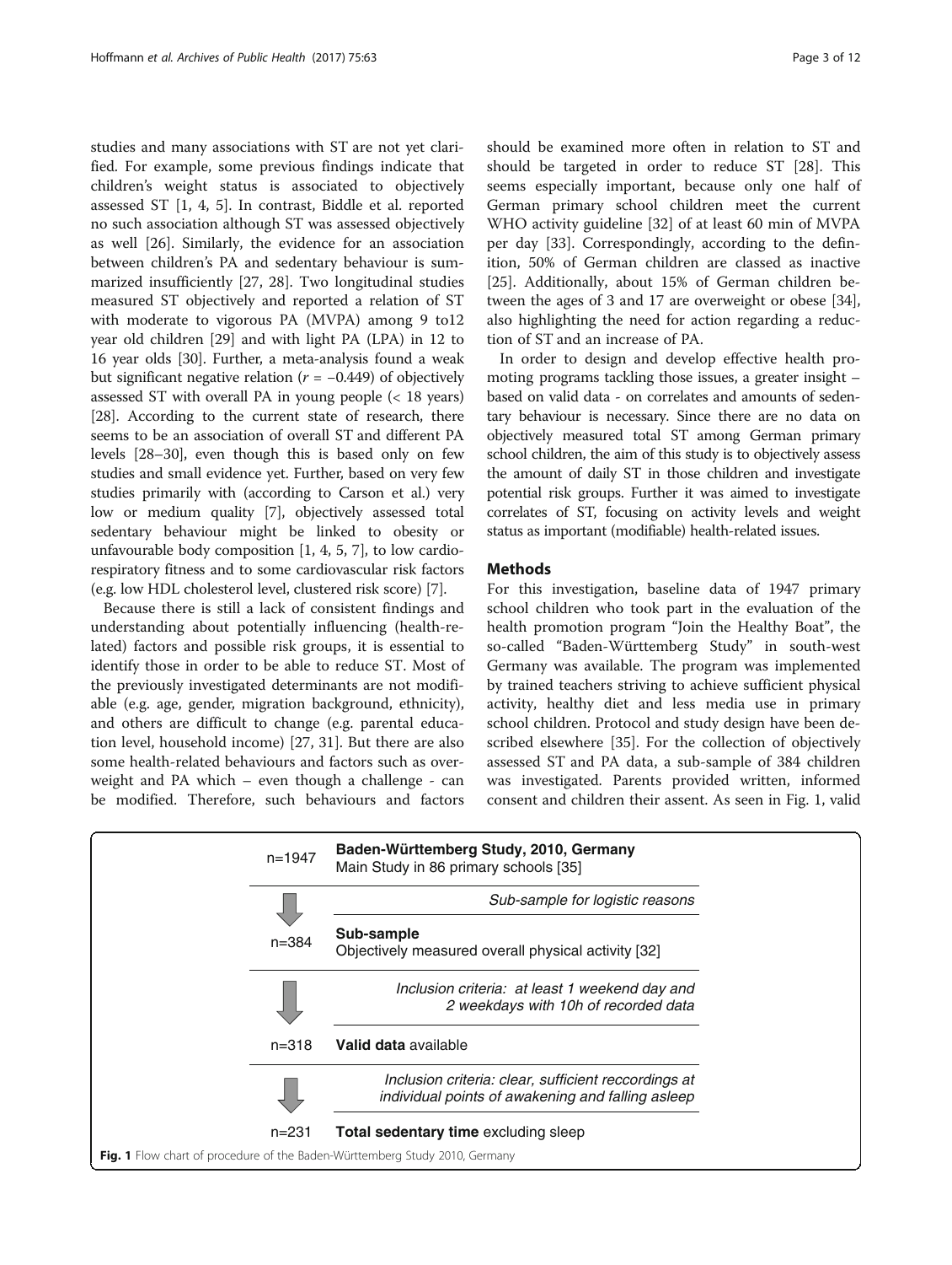studies and many associations with ST are not yet clarified. For example, some previous findings indicate that children's weight status is associated to objectively assessed ST [1, 4, 5]. In contrast, Biddle et al. reported no such association although ST was assessed objectively as well [26]. Similarly, the evidence for an association between children's PA and sedentary behaviour is summarized insufficiently [27, 28]. Two longitudinal studies measured ST objectively and reported a relation of ST with moderate to vigorous PA (MVPA) among 9 to12 year old children [29] and with light PA (LPA) in 12 to 16 year olds [30]. Further, a meta-analysis found a weak but significant negative relation ($r = -0.449$) of objectively assessed ST with overall PA in young people (< 18 years) [28]. According to the current state of research, there seems to be an association of overall ST and different PA levels [28–30], even though this is based only on few studies and small evidence yet. Further, based on very few studies primarily with (according to Carson et al.) very low or medium quality [7], objectively assessed total sedentary behaviour might be linked to obesity or unfavourable body composition [1, 4, 5, 7], to low cardiorespiratory fitness and to some cardiovascular risk factors (e.g. low HDL cholesterol level, clustered risk score) [7].

Because there is still a lack of consistent findings and understanding about potentially influencing (health-related) factors and possible risk groups, it is essential to identify those in order to be able to reduce ST. Most of the previously investigated determinants are not modifiable (e.g. age, gender, migration background, ethnicity), and others are difficult to change (e.g. parental education level, household income) [27, 31]. But there are also some health-related behaviours and factors such as overweight and PA which – even though a challenge - can be modified. Therefore, such behaviours and factors should be examined more often in relation to ST and should be targeted in order to reduce ST [28]. This seems especially important, because only one half of German primary school children meet the current WHO activity guideline [32] of at least 60 min of MVPA per day [33]. Correspondingly, according to the definition, 50% of German children are classed as inactive [25]. Additionally, about 15% of German children between the ages of 3 and 17 are overweight or obese [34], also highlighting the need for action regarding a reduction of ST and an increase of PA.

In order to design and develop effective health promoting programs tackling those issues, a greater insight – based on valid data - on correlates and amounts of sedentary behaviour is necessary. Since there are no data on objectively measured total ST among German primary school children, the aim of this study is to objectively assess the amount of daily ST in those children and investigate potential risk groups. Further it was aimed to investigate correlates of ST, focusing on activity levels and weight status as important (modifiable) health-related issues.

## Methods

For this investigation, baseline data of 1947 primary school children who took part in the evaluation of the health promotion program "Join the Healthy Boat", the so-called "Baden-Württemberg Study" in south-west Germany was available. The program was implemented by trained teachers striving to achieve sufficient physical activity, healthy diet and less media use in primary school children. Protocol and study design have been described elsewhere [35]. For the collection of objectively assessed ST and PA data, a sub-sample of 384 children was investigated. Parents provided written, informed consent and children their assent. As seen in Fig. 1, valid

| | |
|---|---|
| n=1947 | **Baden-Württemberg Study, 2010, Germany** Main Study in 86 primary schools [35] |
| ↓ | *Sub-sample for logistic reasons* |
| n=384 | **Sub-sample** Objectively measured overall physical activity [32] |
| ↓ | *Inclusion criteria: at least 1 weekend day and 2 weekdays with 10h of recorded data* |
| n=318 | **Valid data** available |
| ↓ | *Inclusion criteria: clear, sufficient reccordings at individual points of awakening and falling asleep* |
| n=231 | **Total sedentary time** excluding sleep |

**Fig. 1** Flow chart of procedure of the Baden-Württemberg Study 2010, Germany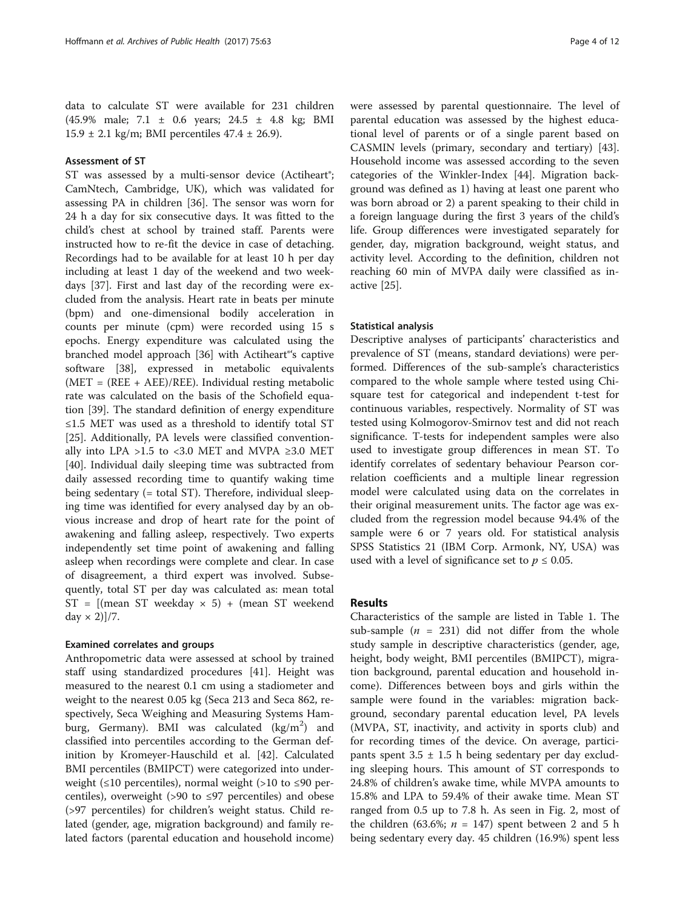data to calculate ST were available for 231 children (45.9% male; 7.1 ± 0.6 years; 24.5 ± 4.8 kg; BMI 15.9 ± 2.1 kg/m; BMI percentiles 47.4 ± 26.9).

### Assessment of ST

ST was assessed by a multi-sensor device (Actiheart®; CamNtech, Cambridge, UK), which was validated for assessing PA in children [36]. The sensor was worn for 24 h a day for six consecutive days. It was fitted to the child's chest at school by trained staff. Parents were instructed how to re-fit the device in case of detaching. Recordings had to be available for at least 10 h per day including at least 1 day of the weekend and two weekdays [37]. First and last day of the recording were excluded from the analysis. Heart rate in beats per minute (bpm) and one-dimensional bodily acceleration in counts per minute (cpm) were recorded using 15 s epochs. Energy expenditure was calculated using the branched model approach [36] with Actiheart®'s captive software [38], expressed in metabolic equivalents (MET = (REE + AEE)/REE). Individual resting metabolic rate was calculated on the basis of the Schofield equation [39]. The standard definition of energy expenditure ≤1.5 MET was used as a threshold to identify total ST [25]. Additionally, PA levels were classified conventionally into LPA >1.5 to <3.0 MET and MVPA ≥3.0 MET [40]. Individual daily sleeping time was subtracted from daily assessed recording time to quantify waking time being sedentary (= total ST). Therefore, individual sleeping time was identified for every analysed day by an obvious increase and drop of heart rate for the point of awakening and falling asleep, respectively. Two experts independently set time point of awakening and falling asleep when recordings were complete and clear. In case of disagreement, a third expert was involved. Subsequently, total ST per day was calculated as: mean total ST = [(mean ST weekday × 5) + (mean ST weekend day × 2)]/7.

### Examined correlates and groups

Anthropometric data were assessed at school by trained staff using standardized procedures [41]. Height was measured to the nearest 0.1 cm using a stadiometer and weight to the nearest 0.05 kg (Seca 213 and Seca 862, respectively, Seca Weighing and Measuring Systems Hamburg, Germany). BMI was calculated (kg/m$^2$) and classified into percentiles according to the German definition by Kromeyer-Hauschild et al. [42]. Calculated BMI percentiles (BMIPCT) were categorized into underweight (≤10 percentiles), normal weight (>10 to ≤90 percentiles), overweight (>90 to ≤97 percentiles) and obese (>97 percentiles) for children's weight status. Child related (gender, age, migration background) and family related factors (parental education and household income) were assessed by parental questionnaire. The level of parental education was assessed by the highest educational level of parents or of a single parent based on CASMIN levels (primary, secondary and tertiary) [43]. Household income was assessed according to the seven categories of the Winkler-Index [44]. Migration background was defined as 1) having at least one parent who was born abroad or 2) a parent speaking to their child in a foreign language during the first 3 years of the child's life. Group differences were investigated separately for gender, day, migration background, weight status, and activity level. According to the definition, children not reaching 60 min of MVPA daily were classified as inactive [25].

### Statistical analysis

Descriptive analyses of participants' characteristics and prevalence of ST (means, standard deviations) were performed. Differences of the sub-sample's characteristics compared to the whole sample where tested using Chi-square test for categorical and independent t-test for continuous variables, respectively. Normality of ST was tested using Kolmogorov-Smirnov test and did not reach significance. T-tests for independent samples were also used to investigate group differences in mean ST. To identify correlates of sedentary behaviour Pearson correlation coefficients and a multiple linear regression model were calculated using data on the correlates in their original measurement units. The factor age was excluded from the regression model because 94.4% of the sample were 6 or 7 years old. For statistical analysis SPSS Statistics 21 (IBM Corp. Armonk, NY, USA) was used with a level of significance set to $p \leq 0.05$.

## Results

Characteristics of the sample are listed in Table 1. The sub-sample ($n$ = 231) did not differ from the whole study sample in descriptive characteristics (gender, age, height, body weight, BMI percentiles (BMIPCT), migration background, parental education and household income). Differences between boys and girls within the sample were found in the variables: migration background, secondary parental education level, PA levels (MVPA, ST, inactivity, and activity in sports club) and for recording times of the device. On average, participants spent 3.5 ± 1.5 h being sedentary per day excluding sleeping hours. This amount of ST corresponds to 24.8% of children's awake time, while MVPA amounts to 15.8% and LPA to 59.4% of their awake time. Mean ST ranged from 0.5 up to 7.8 h. As seen in Fig. 2, most of the children (63.6%; $n$ = 147) spent between 2 and 5 h being sedentary every day. 45 children (16.9%) spent less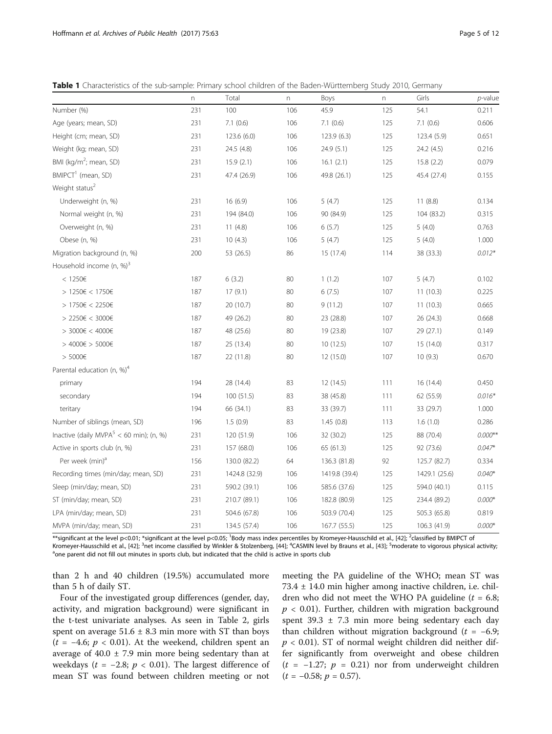**Table 1** Characteristics of the sub-sample: Primary school children of the Baden-Württemberg Study 2010, Germany

| | n | Total | n | Boys | n | Girls | *p*-value |
|---|---|---|---|---|---|---|---|
| Number (%) | 231 | 100 | 106 | 45.9 | 125 | 54.1 | 0.211 |
| Age (years; mean, SD) | 231 | 7.1 (0.6) | 106 | 7.1 (0.6) | 125 | 7.1 (0.6) | 0.606 |
| Height (cm; mean, SD) | 231 | 123.6 (6.0) | 106 | 123.9 (6.3) | 125 | 123.4 (5.9) | 0.651 |
| Weight (kg; mean, SD) | 231 | 24.5 (4.8) | 106 | 24.9 (5.1) | 125 | 24.2 (4.5) | 0.216 |
| BMI (kg/m$^2$; mean, SD) | 231 | 15.9 (2.1) | 106 | 16.1 (2.1) | 125 | 15.8 (2.2) | 0.079 |
| BMIPCT[1] (mean, SD) | 231 | 47.4 (26.9) | 106 | 49.8 (26.1) | 125 | 45.4 (27.4) | 0.155 |
| Weight status[2] | | | | | | | |
| Underweight (n, %) | 231 | 16 (6.9) | 106 | 5 (4.7) | 125 | 11 (8.8) | 0.134 |
| Normal weight (n, %) | 231 | 194 (84.0) | 106 | 90 (84.9) | 125 | 104 (83.2) | 0.315 |
| Overweight (n, %) | 231 | 11 (4.8) | 106 | 6 (5.7) | 125 | 5 (4.0) | 0.763 |
| Obese (n, %) | 231 | 10 (4.3) | 106 | 5 (4.7) | 125 | 5 (4.0) | 1.000 |
| Migration background (n, %) | 200 | 53 (26.5) | 86 | 15 (17.4) | 114 | 38 (33.3) | *0.012** |
| Household income (n, %)[3] | | | | | | | |
| < 1250€ | 187 | 6 (3.2) | 80 | 1 (1.2) | 107 | 5 (4.7) | 0.102 |
| > 1250€ < 1750€ | 187 | 17 (9.1) | 80 | 6 (7.5) | 107 | 11 (10.3) | 0.225 |
| > 1750€ < 2250€ | 187 | 20 (10.7) | 80 | 9 (11.2) | 107 | 11 (10.3) | 0.665 |
| > 2250€ < 3000€ | 187 | 49 (26.2) | 80 | 23 (28.8) | 107 | 26 (24.3) | 0.668 |
| > 3000€ < 4000€ | 187 | 48 (25.6) | 80 | 19 (23.8) | 107 | 29 (27.1) | 0.149 |
| > 4000€ > 5000€ | 187 | 25 (13.4) | 80 | 10 (12.5) | 107 | 15 (14.0) | 0.317 |
| > 5000€ | 187 | 22 (11.8) | 80 | 12 (15.0) | 107 | 10 (9.3) | 0.670 |
| Parental education (n, %)[4] | | | | | | | |
| primary | 194 | 28 (14.4) | 83 | 12 (14.5) | 111 | 16 (14.4) | 0.450 |
| secondary | 194 | 100 (51.5) | 83 | 38 (45.8) | 111 | 62 (55.9) | *0.016** |
| teritary | 194 | 66 (34.1) | 83 | 33 (39.7) | 111 | 33 (29.7) | 1.000 |
| Number of siblings (mean, SD) | 196 | 1.5 (0.9) | 83 | 1.45 (0.8) | 113 | 1.6 (1.0) | 0.286 |
| Inactive (daily MVPA[5] < 60 min); (n, %) | 231 | 120 (51.9) | 106 | 32 (30.2) | 125 | 88 (70.4) | *0.000*** |
| Active in sports club (n, %) | 231 | 157 (68.0) | 106 | 65 (61.3) | 125 | 92 (73.6) | *0.047** |
| Per week (min)[a] | 156 | 130.0 (82.2) | 64 | 136.3 (81.8) | 92 | 125.7 (82.7) | 0.334 |
| Recording times (min/day; mean, SD) | 231 | 1424.8 (32.9) | 106 | 1419.8 (39.4) | 125 | 1429.1 (25.6) | *0.040** |
| Sleep (min/day; mean, SD) | 231 | 590.2 (39.1) | 106 | 585.6 (37.6) | 125 | 594.0 (40.1) | 0.115 |
| ST (min/day; mean, SD) | 231 | 210.7 (89.1) | 106 | 182.8 (80.9) | 125 | 234.4 (89.2) | *0.000** |
| LPA (min/day; mean, SD) | 231 | 504.6 (67.8) | 106 | 503.9 (70.4) | 125 | 505.3 (65.8) | 0.819 |
| MVPA (min/day; mean, SD) | 231 | 134.5 (57.4) | 106 | 167.7 (55.5) | 125 | 106.3 (41.9) | *0.000** |

**significant at the level p<0.01; *significant at the level p<0.05; [1]Body mass index percentiles by Kromeyer-Hausschild et al., [42]; [2]classified by BMIPCT of Kromeyer-Hausschild et al., [42]; [3]net income classified by Winkler & Stolzenberg, [44]; [4]CASMIN level by Brauns et al., [43]; [5]moderate to vigorous physical activity; [a]one parent did not fill out minutes in sports club, but indicated that the child is active in sports club

than 2 h and 40 children (19.5%) accumulated more than 5 h of daily ST.

Four of the investigated group differences (gender, day, activity, and migration background) were significant in the t-test univariate analyses. As seen in Table 2, girls spent on average 51.6 ± 8.3 min more with ST than boys ($t$ = −4.6; $p$ < 0.01). At the weekend, children spent an average of 40.0 ± 7.9 min more being sedentary than at weekdays ($t$ = −2.8; $p$ < 0.01). The largest difference of mean ST was found between children meeting or not meeting the PA guideline of the WHO; mean ST was 73.4 ± 14.0 min higher among inactive children, i.e. children who did not meet the WHO PA guideline ($t$ = 6.8; $p$ < 0.01). Further, children with migration background spent 39.3 ± 7.3 min more being sedentary each day than children without migration background ($t$ = −6.9; $p$ < 0.01). ST of normal weight children did neither differ significantly from overweight and obese children ($t$ = −1.27; $p$ = 0.21) nor from underweight children ($t$ = −0.58; $p$ = 0.57).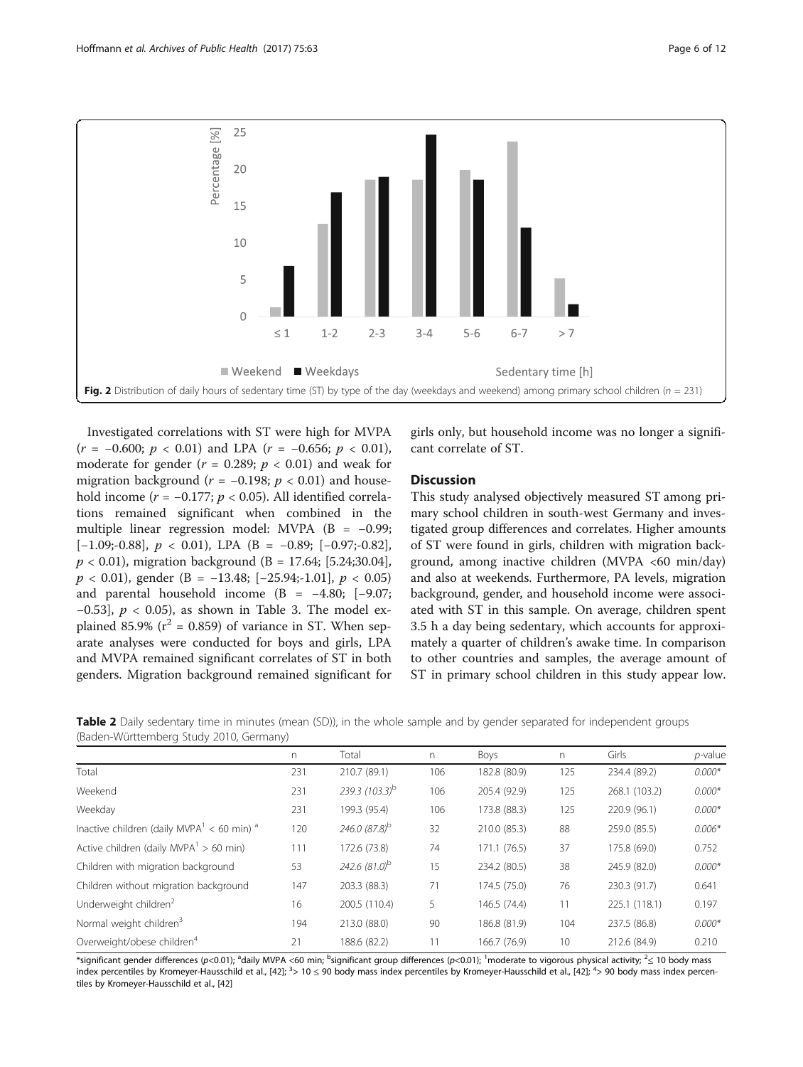Fig. 2 Distribution of daily hours of sedentary time (ST) by type of the day (weekdays and weekend) among primary school children ($n$ = 231)

Investigated correlations with ST were high for MVPA ($r$ = −0.600; $p$ < 0.01) and LPA ($r$ = −0.656; $p$ < 0.01), moderate for gender ($r$ = 0.289; $p$ < 0.01) and weak for migration background ($r$ = −0.198; $p$ < 0.01) and household income ($r$ = −0.177; $p$ < 0.05). All identified correlations remained significant when combined in the multiple linear regression model: MVPA (B = −0.99; [−1.09;-0.88], $p$ < 0.01), LPA (B = −0.89; [−0.97;-0.82], $p$ < 0.01), migration background (B = 17.64; [5.24;30.04], $p$ < 0.01), gender (B = −13.48; [−25.94;-1.01], $p$ < 0.05) and parental household income (B = −4.80; [−9.07; −0.53], $p$ < 0.05), as shown in Table 3. The model explained 85.9% ($r^2$ = 0.859) of variance in ST. When separate analyses were conducted for boys and girls, LPA and MVPA remained significant correlates of ST in both genders. Migration background remained significant for girls only, but household income was no longer a significant correlate of ST.

## Discussion

This study analysed objectively measured ST among primary school children in south-west Germany and investigated group differences and correlates. Higher amounts of ST were found in girls, children with migration background, among inactive children (MVPA <60 min/day) and also at weekends. Furthermore, PA levels, migration background, gender, and household income were associated with ST in this sample. On average, children spent 3.5 h a day being sedentary, which accounts for approximately a quarter of children's awake time. In comparison to other countries and samples, the average amount of ST in primary school children in this study appear low.

**Table 2** Daily sedentary time in minutes (mean (SD)), in the whole sample and by gender separated for independent groups (Baden-Württemberg Study 2010, Germany)

| | n | Total | n | Boys | n | Girls | $p$-value |
|---|---|---|---|---|---|---|---|
| Total | 231 | 210.7 (89.1) | 106 | 182.8 (80.9) | 125 | 234.4 (89.2) | *0.000\** |
| Weekend | 231 | *239.3 (103.3)*[b] | 106 | 205.4 (92.9) | 125 | 268.1 (103.2) | *0.000\** |
| Weekday | 231 | 199.3 (95.4) | 106 | 173.8 (88.3) | 125 | 220.9 (96.1) | *0.000\** |
| Inactive children (daily MVPA[1] < 60 min) [a] | 120 | *246.0 (87.8)*[b] | 32 | 210.0 (85.3) | 88 | 259.0 (85.5) | *0.006\** |
| Active children (daily MVPA[1] > 60 min) | 111 | 172.6 (73.8) | 74 | 171.1 (76.5) | 37 | 175.8 (69.0) | 0.752 |
| Children with migration background | 53 | *242.6 (81.0)*[b] | 15 | 234.2 (80.5) | 38 | 245.9 (82.0) | *0.000\** |
| Children without migration background | 147 | 203.3 (88.3) | 71 | 174.5 (75.0) | 76 | 230.3 (91.7) | 0.641 |
| Underweight children[2] | 16 | 200.5 (110.4) | 5 | 146.5 (74.4) | 11 | 225.1 (118.1) | 0.197 |
| Normal weight children[3] | 194 | 213.0 (88.0) | 90 | 186.8 (81.9) | 104 | 237.5 (86.8) | *0.000\** |
| Overweight/obese children[4] | 21 | 188.6 (82.2) | 11 | 166.7 (76.9) | 10 | 212.6 (84.9) | 0.210 |

\*significant gender differences ($p$<0.01); [a]daily MVPA <60 min; [b]significant group differences ($p$<0.01); [1]moderate to vigorous physical activity; [2]≤ 10 body mass index percentiles by Kromeyer-Hausschild et al., [42]; [3]> 10 ≤ 90 body mass index percentiles by Kromeyer-Hausschild et al., [42]; [4]> 90 body mass index percentiles by Kromeyer-Hausschild et al., [42]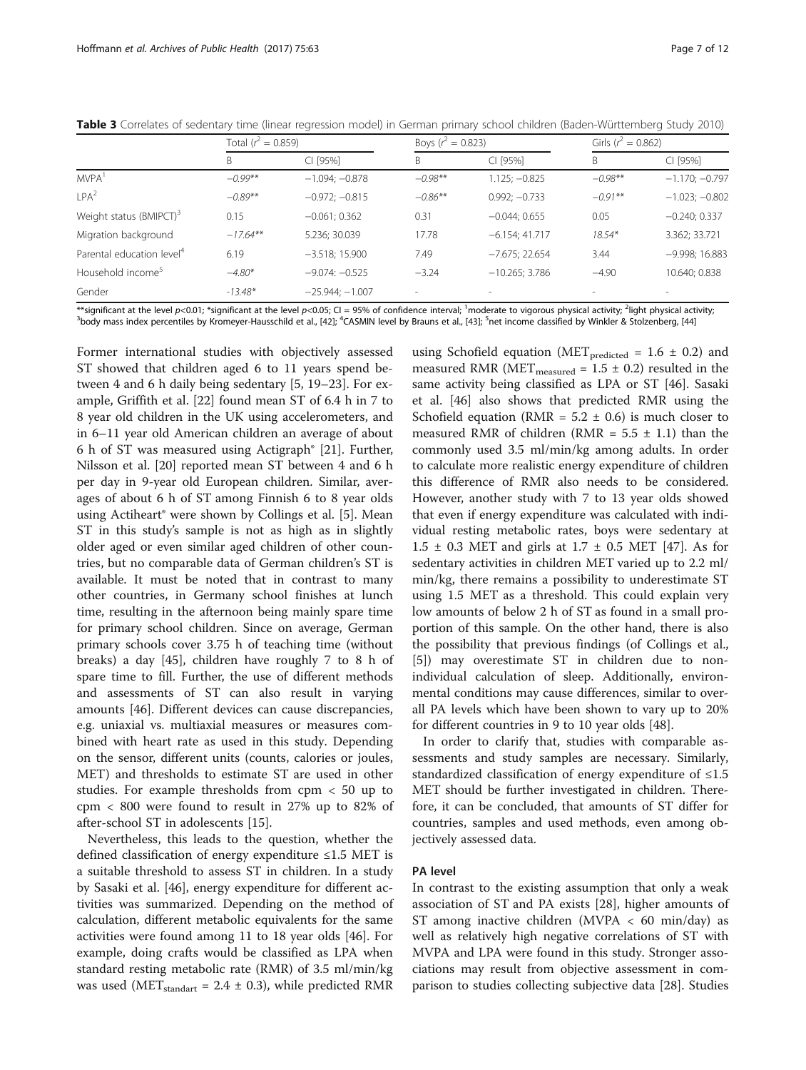**Table 3** Correlates of sedentary time (linear regression model) in German primary school children (Baden-Württemberg Study 2010)

| | Total ($r^2$ = 0.859) | | Boys ($r^2$ = 0.823) | | Girls ($r^2$ = 0.862) | |
|---|---|---|---|---|---|---|
| | B | CI [95%] | B | CI [95%] | B | CI [95%] |
| MVPA[1] | *−0.99*** | −1.094; −0.878 | *−0.98*** | 1.125; −0.825 | *−0.98*** | −1.170; −0.797 |
| LPA[2] | *−0.89*** | −0.972; −0.815 | *−0.86*** | 0.992; −0.733 | *−0.91*** | −1.023; −0.802 |
| Weight status (BMIPCT)[3] | 0.15 | −0.061; 0.362 | 0.31 | −0.044; 0.655 | 0.05 | −0.240; 0.337 |
| Migration background | *−17.64*** | 5.236; 30.039 | 17.78 | −6.154; 41.717 | *18.54** | 3.362; 33.721 |
| Parental education level[4] | 6.19 | −3.518; 15.900 | 7.49 | −7.675; 22.654 | 3.44 | −9.998; 16.883 |
| Household income[5] | *−4.80** | −9.074; −0.525 | −3.24 | −10.265; 3.786 | −4.90 | 10.640; 0.838 |
| Gender | *-13.48** | −25.944; −1.007 | - | - | - | - |

**significant at the level $p$<0.01; *significant at the level $p$<0.05; CI = 95% of confidence interval; [1]moderate to vigorous physical activity; [2]light physical activity; [3]body mass index percentiles by Kromeyer-Hausschild et al., [42]; [4]CASMIN level by Brauns et al., [43]; [5]net income classified by Winkler & Stolzenberg, [44]

Former international studies with objectively assessed ST showed that children aged 6 to 11 years spend between 4 and 6 h daily being sedentary [5, 19–23]. For example, Griffith et al. [22] found mean ST of 6.4 h in 7 to 8 year old children in the UK using accelerometers, and in 6–11 year old American children an average of about 6 h of ST was measured using Actigraph® [21]. Further, Nilsson et al. [20] reported mean ST between 4 and 6 h per day in 9-year old European children. Similar, averages of about 6 h of ST among Finnish 6 to 8 year olds using Actiheart® were shown by Collings et al. [5]. Mean ST in this study's sample is not as high as in slightly older aged or even similar aged children of other countries, but no comparable data of German children's ST is available. It must be noted that in contrast to many other countries, in Germany school finishes at lunch time, resulting in the afternoon being mainly spare time for primary school children. Since on average, German primary schools cover 3.75 h of teaching time (without breaks) a day [45], children have roughly 7 to 8 h of spare time to fill. Further, the use of different methods and assessments of ST can also result in varying amounts [46]. Different devices can cause discrepancies, e.g. uniaxial vs. multiaxial measures or measures combined with heart rate as used in this study. Depending on the sensor, different units (counts, calories or joules, MET) and thresholds to estimate ST are used in other studies. For example thresholds from cpm < 50 up to cpm < 800 were found to result in 27% up to 82% of after-school ST in adolescents [15].

Nevertheless, this leads to the question, whether the defined classification of energy expenditure ≤1.5 MET is a suitable threshold to assess ST in children. In a study by Sasaki et al. [46], energy expenditure for different activities was summarized. Depending on the method of calculation, different metabolic equivalents for the same activities were found among 11 to 18 year olds [46]. For example, doing crafts would be classified as LPA when standard resting metabolic rate (RMR) of 3.5 ml/min/kg was used ($MET_{standart} = 2.4 \pm 0.3$), while predicted RMR using Schofield equation ($MET_{predicted} = 1.6 \pm 0.2$) and measured RMR ($MET_{measured} = 1.5 \pm 0.2$) resulted in the same activity being classified as LPA or ST [46]. Sasaki et al. [46] also shows that predicted RMR using the Schofield equation (RMR = 5.2 ± 0.6) is much closer to measured RMR of children (RMR = 5.5 ± 1.1) than the commonly used 3.5 ml/min/kg among adults. In order to calculate more realistic energy expenditure of children this difference of RMR also needs to be considered. However, another study with 7 to 13 year olds showed that even if energy expenditure was calculated with individual resting metabolic rates, boys were sedentary at 1.5 ± 0.3 MET and girls at 1.7 ± 0.5 MET [47]. As for sedentary activities in children MET varied up to 2.2 ml/min/kg, there remains a possibility to underestimate ST using 1.5 MET as a threshold. This could explain very low amounts of below 2 h of ST as found in a small proportion of this sample. On the other hand, there is also the possibility that previous findings (of Collings et al., [5]) may overestimate ST in children due to non-individual calculation of sleep. Additionally, environmental conditions may cause differences, similar to overall PA levels which have been shown to vary up to 20% for different countries in 9 to 10 year olds [48].

In order to clarify that, studies with comparable assessments and study samples are necessary. Similarly, standardized classification of energy expenditure of ≤1.5 MET should be further investigated in children. Therefore, it can be concluded, that amounts of ST differ for countries, samples and used methods, even among objectively assessed data.

## PA level

In contrast to the existing assumption that only a weak association of ST and PA exists [28], higher amounts of ST among inactive children (MVPA < 60 min/day) as well as relatively high negative correlations of ST with MVPA and LPA were found in this study. Stronger associations may result from objective assessment in comparison to studies collecting subjective data [28]. Studies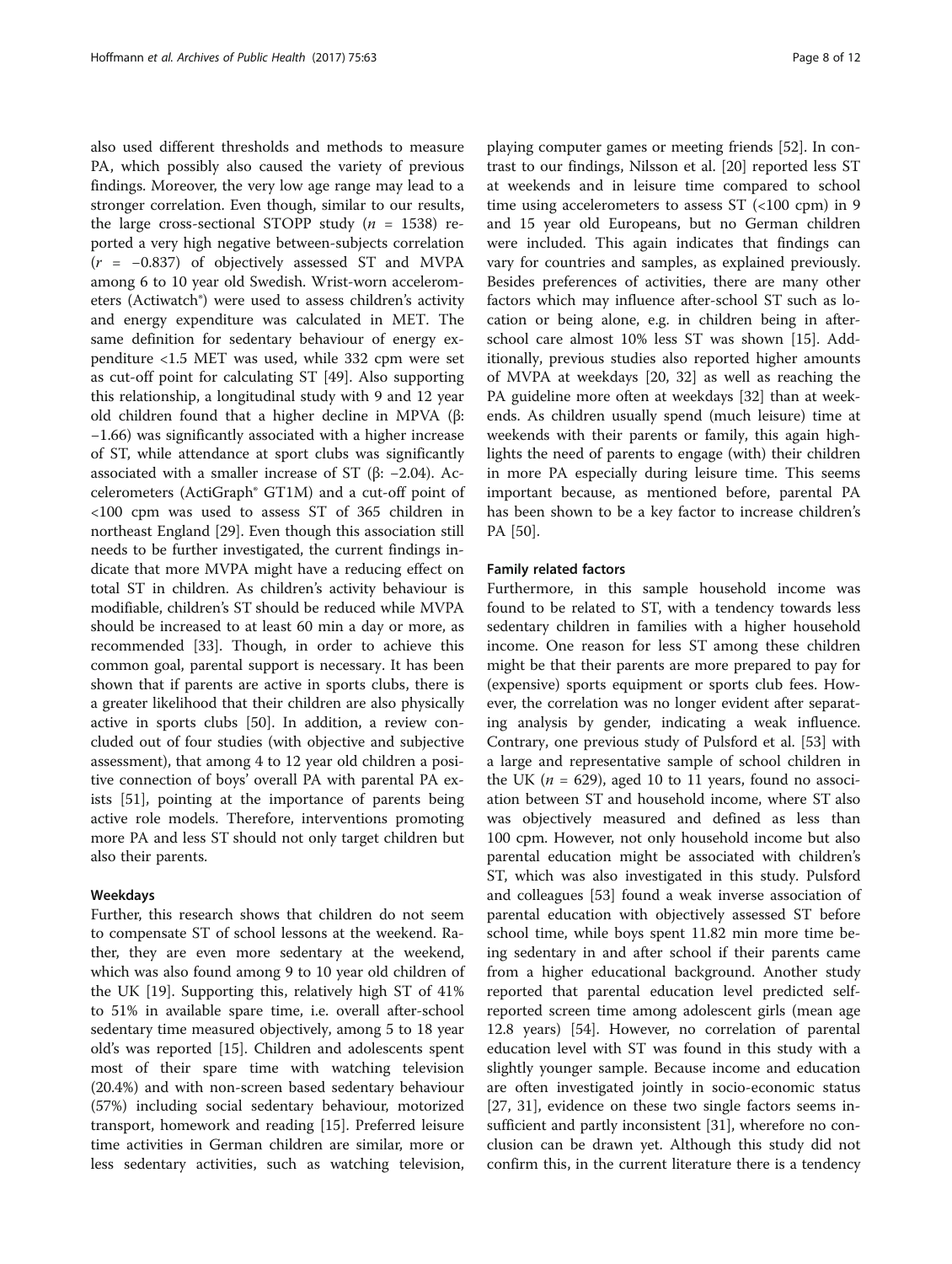also used different thresholds and methods to measure PA, which possibly also caused the variety of previous findings. Moreover, the very low age range may lead to a stronger correlation. Even though, similar to our results, the large cross-sectional STOPP study ($n$ = 1538) reported a very high negative between-subjects correlation ($r$ = −0.837) of objectively assessed ST and MVPA among 6 to 10 year old Swedish. Wrist-worn accelerometers (Actiwatch®) were used to assess children's activity and energy expenditure was calculated in MET. The same definition for sedentary behaviour of energy expenditure <1.5 MET was used, while 332 cpm were set as cut-off point for calculating ST [49]. Also supporting this relationship, a longitudinal study with 9 and 12 year old children found that a higher decline in MPVA (β: −1.66) was significantly associated with a higher increase of ST, while attendance at sport clubs was significantly associated with a smaller increase of ST (β: −2.04). Accelerometers (ActiGraph® GT1M) and a cut-off point of <100 cpm was used to assess ST of 365 children in northeast England [29]. Even though this association still needs to be further investigated, the current findings indicate that more MVPA might have a reducing effect on total ST in children. As children's activity behaviour is modifiable, children's ST should be reduced while MVPA should be increased to at least 60 min a day or more, as recommended [33]. Though, in order to achieve this common goal, parental support is necessary. It has been shown that if parents are active in sports clubs, there is a greater likelihood that their children are also physically active in sports clubs [50]. In addition, a review concluded out of four studies (with objective and subjective assessment), that among 4 to 12 year old children a positive connection of boys' overall PA with parental PA exists [51], pointing at the importance of parents being active role models. Therefore, interventions promoting more PA and less ST should not only target children but also their parents.

### Weekdays

Further, this research shows that children do not seem to compensate ST of school lessons at the weekend. Rather, they are even more sedentary at the weekend, which was also found among 9 to 10 year old children of the UK [19]. Supporting this, relatively high ST of 41% to 51% in available spare time, i.e. overall after-school sedentary time measured objectively, among 5 to 18 year old's was reported [15]. Children and adolescents spent most of their spare time with watching television (20.4%) and with non-screen based sedentary behaviour (57%) including social sedentary behaviour, motorized transport, homework and reading [15]. Preferred leisure time activities in German children are similar, more or less sedentary activities, such as watching television, playing computer games or meeting friends [52]. In contrast to our findings, Nilsson et al. [20] reported less ST at weekends and in leisure time compared to school time using accelerometers to assess ST (<100 cpm) in 9 and 15 year old Europeans, but no German children were included. This again indicates that findings can vary for countries and samples, as explained previously. Besides preferences of activities, there are many other factors which may influence after-school ST such as location or being alone, e.g. in children being in after-school care almost 10% less ST was shown [15]. Additionally, previous studies also reported higher amounts of MVPA at weekdays [20, 32] as well as reaching the PA guideline more often at weekdays [32] than at weekends. As children usually spend (much leisure) time at weekends with their parents or family, this again highlights the need of parents to engage (with) their children in more PA especially during leisure time. This seems important because, as mentioned before, parental PA has been shown to be a key factor to increase children's PA [50].

### Family related factors

Furthermore, in this sample household income was found to be related to ST, with a tendency towards less sedentary children in families with a higher household income. One reason for less ST among these children might be that their parents are more prepared to pay for (expensive) sports equipment or sports club fees. However, the correlation was no longer evident after separating analysis by gender, indicating a weak influence. Contrary, one previous study of Pulsford et al. [53] with a large and representative sample of school children in the UK ($n$ = 629), aged 10 to 11 years, found no association between ST and household income, where ST also was objectively measured and defined as less than 100 cpm. However, not only household income but also parental education might be associated with children's ST, which was also investigated in this study. Pulsford and colleagues [53] found a weak inverse association of parental education with objectively assessed ST before school time, while boys spent 11.82 min more time being sedentary in and after school if their parents came from a higher educational background. Another study reported that parental education level predicted self-reported screen time among adolescent girls (mean age 12.8 years) [54]. However, no correlation of parental education level with ST was found in this study with a slightly younger sample. Because income and education are often investigated jointly in socio-economic status [27, 31], evidence on these two single factors seems insufficient and partly inconsistent [31], wherefore no conclusion can be drawn yet. Although this study did not confirm this, in the current literature there is a tendency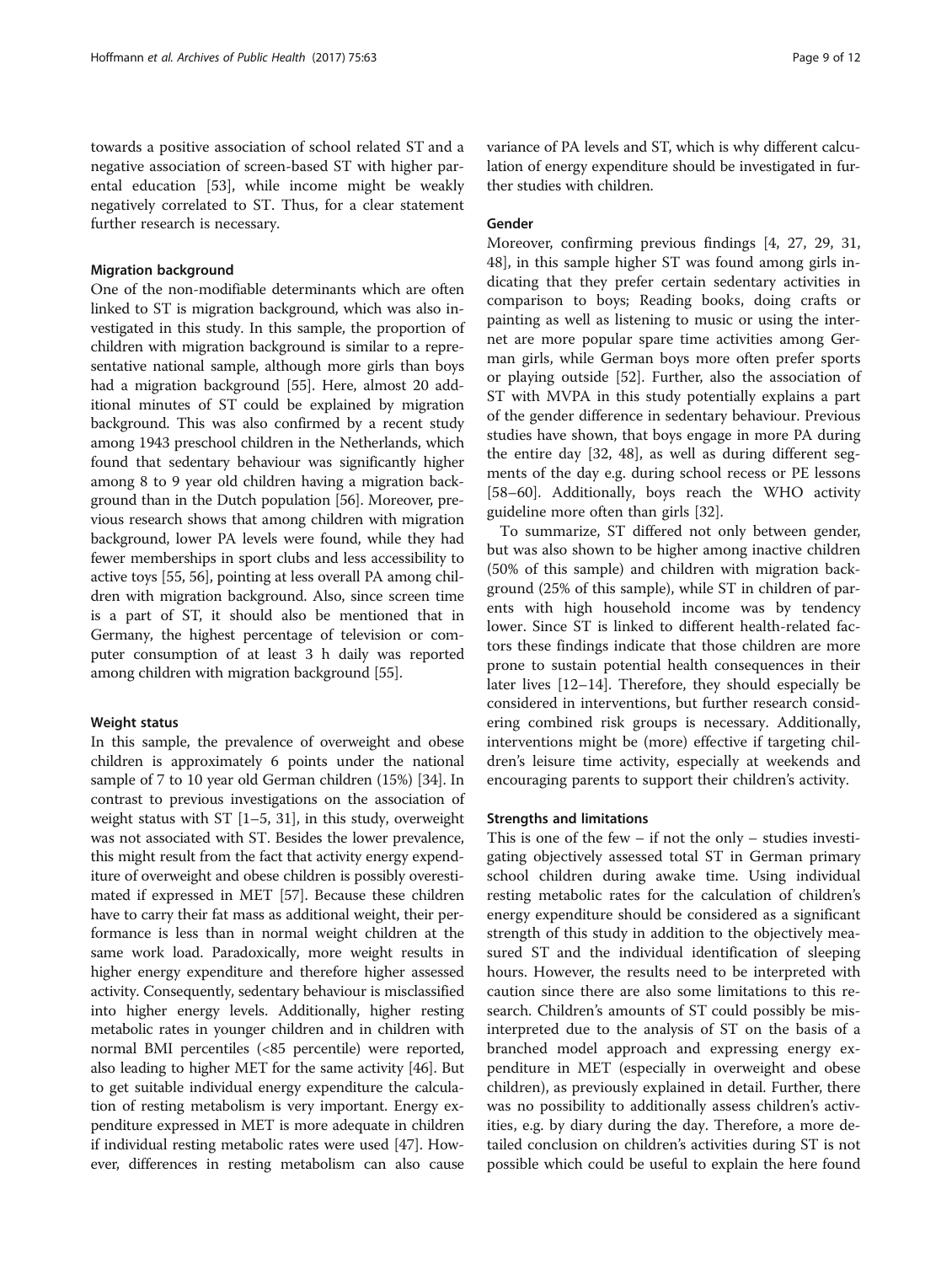towards a positive association of school related ST and a negative association of screen-based ST with higher parental education [53], while income might be weakly negatively correlated to ST. Thus, for a clear statement further research is necessary.

#### Migration background

One of the non-modifiable determinants which are often linked to ST is migration background, which was also investigated in this study. In this sample, the proportion of children with migration background is similar to a representative national sample, although more girls than boys had a migration background [55]. Here, almost 20 additional minutes of ST could be explained by migration background. This was also confirmed by a recent study among 1943 preschool children in the Netherlands, which found that sedentary behaviour was significantly higher among 8 to 9 year old children having a migration background than in the Dutch population [56]. Moreover, previous research shows that among children with migration background, lower PA levels were found, while they had fewer memberships in sport clubs and less accessibility to active toys [55, 56], pointing at less overall PA among children with migration background. Also, since screen time is a part of ST, it should also be mentioned that in Germany, the highest percentage of television or computer consumption of at least 3 h daily was reported among children with migration background [55].

#### Weight status

In this sample, the prevalence of overweight and obese children is approximately 6 points under the national sample of 7 to 10 year old German children (15%) [34]. In contrast to previous investigations on the association of weight status with ST [1–5, 31], in this study, overweight was not associated with ST. Besides the lower prevalence, this might result from the fact that activity energy expenditure of overweight and obese children is possibly overestimated if expressed in MET [57]. Because these children have to carry their fat mass as additional weight, their performance is less than in normal weight children at the same work load. Paradoxically, more weight results in higher energy expenditure and therefore higher assessed activity. Consequently, sedentary behaviour is misclassified into higher energy levels. Additionally, higher resting metabolic rates in younger children and in children with normal BMI percentiles (<85 percentile) were reported, also leading to higher MET for the same activity [46]. But to get suitable individual energy expenditure the calculation of resting metabolism is very important. Energy expenditure expressed in MET is more adequate in children if individual resting metabolic rates were used [47]. However, differences in resting metabolism can also cause variance of PA levels and ST, which is why different calculation of energy expenditure should be investigated in further studies with children.

#### Gender

Moreover, confirming previous findings [4, 27, 29, 31, 48], in this sample higher ST was found among girls indicating that they prefer certain sedentary activities in comparison to boys; Reading books, doing crafts or painting as well as listening to music or using the internet are more popular spare time activities among German girls, while German boys more often prefer sports or playing outside [52]. Further, also the association of ST with MVPA in this study potentially explains a part of the gender difference in sedentary behaviour. Previous studies have shown, that boys engage in more PA during the entire day [32, 48], as well as during different segments of the day e.g. during school recess or PE lessons [58–60]. Additionally, boys reach the WHO activity guideline more often than girls [32].

To summarize, ST differed not only between gender, but was also shown to be higher among inactive children (50% of this sample) and children with migration background (25% of this sample), while ST in children of parents with high household income was by tendency lower. Since ST is linked to different health-related factors these findings indicate that those children are more prone to sustain potential health consequences in their later lives [12–14]. Therefore, they should especially be considered in interventions, but further research considering combined risk groups is necessary. Additionally, interventions might be (more) effective if targeting children's leisure time activity, especially at weekends and encouraging parents to support their children's activity.

### Strengths and limitations

This is one of the few – if not the only – studies investigating objectively assessed total ST in German primary school children during awake time. Using individual resting metabolic rates for the calculation of children's energy expenditure should be considered as a significant strength of this study in addition to the objectively measured ST and the individual identification of sleeping hours. However, the results need to be interpreted with caution since there are also some limitations to this research. Children's amounts of ST could possibly be misinterpreted due to the analysis of ST on the basis of a branched model approach and expressing energy expenditure in MET (especially in overweight and obese children), as previously explained in detail. Further, there was no possibility to additionally assess children's activities, e.g. by diary during the day. Therefore, a more detailed conclusion on children's activities during ST is not possible which could be useful to explain the here found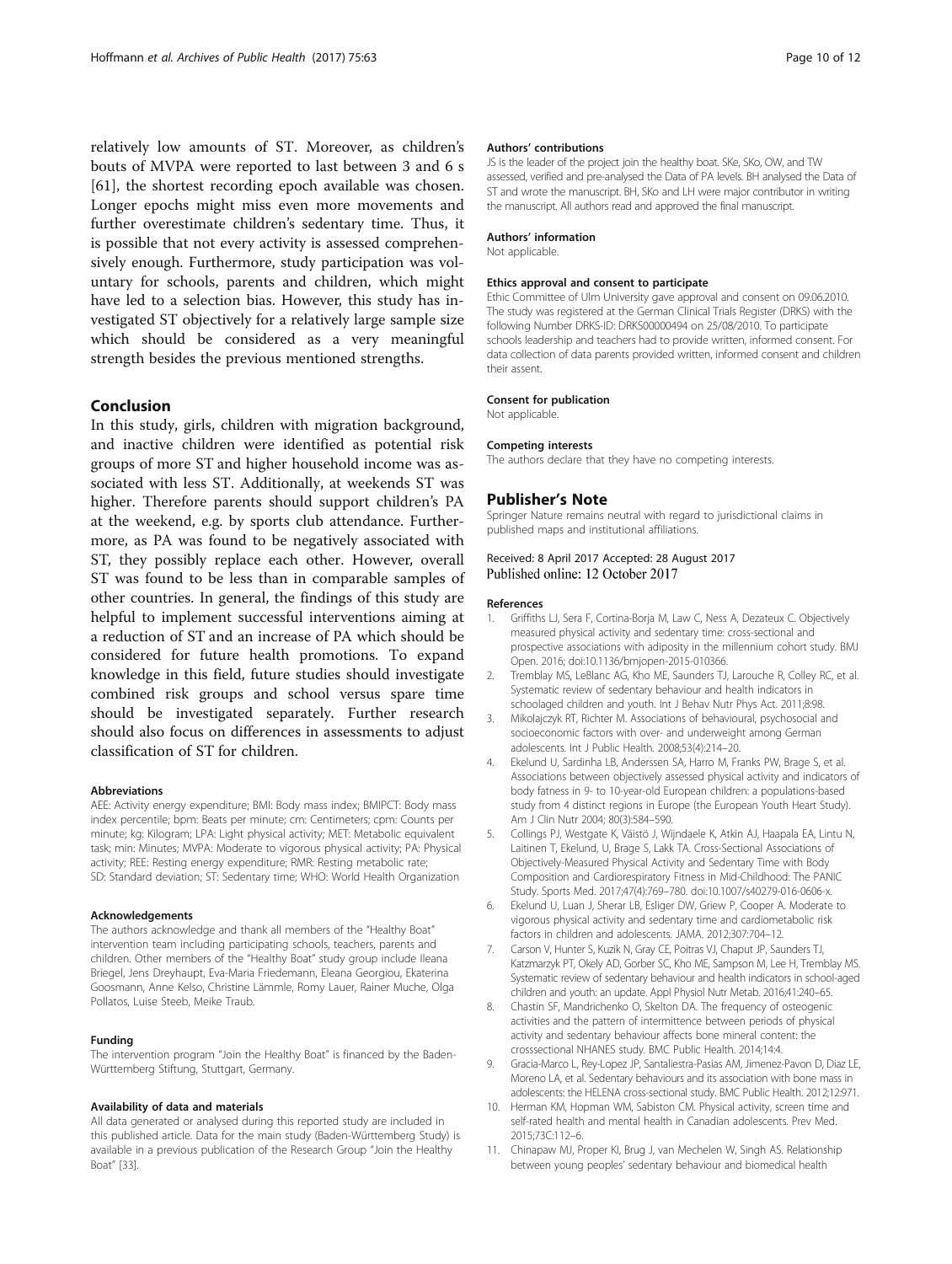relatively low amounts of ST. Moreover, as children's bouts of MVPA were reported to last between 3 and 6 s [61], the shortest recording epoch available was chosen. Longer epochs might miss even more movements and further overestimate children's sedentary time. Thus, it is possible that not every activity is assessed comprehensively enough. Furthermore, study participation was voluntary for schools, parents and children, which might have led to a selection bias. However, this study has investigated ST objectively for a relatively large sample size which should be considered as a very meaningful strength besides the previous mentioned strengths.

## Conclusion

In this study, girls, children with migration background, and inactive children were identified as potential risk groups of more ST and higher household income was associated with less ST. Additionally, at weekends ST was higher. Therefore parents should support children's PA at the weekend, e.g. by sports club attendance. Furthermore, as PA was found to be negatively associated with ST, they possibly replace each other. However, overall ST was found to be less than in comparable samples of other countries. In general, the findings of this study are helpful to implement successful interventions aiming at a reduction of ST and an increase of PA which should be considered for future health promotions. To expand knowledge in this field, future studies should investigate combined risk groups and school versus spare time should be investigated separately. Further research should also focus on differences in assessments to adjust classification of ST for children.

#### Abbreviations

AEE: Activity energy expenditure; BMI: Body mass index; BMIPCT: Body mass index percentile; bpm: Beats per minute; cm: Centimeters; cpm: Counts per minute; kg: Kilogram; LPA: Light physical activity; MET: Metabolic equivalent task; min: Minutes; MVPA: Moderate to vigorous physical activity; PA: Physical activity; REE: Resting energy expenditure; RMR: Resting metabolic rate; SD: Standard deviation; ST: Sedentary time; WHO: World Health Organization

#### Acknowledgements

The authors acknowledge and thank all members of the "Healthy Boat" intervention team including participating schools, teachers, parents and children. Other members of the "Healthy Boat" study group include Ileana Briegel, Jens Dreyhaupt, Eva-Maria Friedemann, Eleana Georgiou, Ekaterina Goosmann, Anne Kelso, Christine Lämmle, Romy Lauer, Rainer Muche, Olga Pollatos, Luise Steeb, Meike Traub.

#### Funding

The intervention program "Join the Healthy Boat" is financed by the Baden-Württemberg Stiftung, Stuttgart, Germany.

#### Availability of data and materials

All data generated or analysed during this reported study are included in this published article. Data for the main study (Baden-Württemberg Study) is available in a previous publication of the Research Group "Join the Healthy Boat" [33].

#### Authors' contributions

JS is the leader of the project join the healthy boat. SKe, SKo, OW, and TW assessed, verified and pre-analysed the Data of PA levels. BH analysed the Data of ST and wrote the manuscript. BH, SKo and LH were major contributor in writing the manuscript. All authors read and approved the final manuscript.

#### Authors' information

Not applicable.

#### Ethics approval and consent to participate

Ethic Committee of Ulm University gave approval and consent on 09.06.2010. The study was registered at the German Clinical Trials Register (DRKS) with the following Number DRKS-ID: DRKS00000494 on 25/08/2010. To participate schools leadership and teachers had to provide written, informed consent. For data collection of data parents provided written, informed consent and children their assent.

#### Consent for publication

Not applicable.

#### Competing interests

The authors declare that they have no competing interests.

## Publisher's Note

Springer Nature remains neutral with regard to jurisdictional claims in published maps and institutional affiliations.

Received: 8 April 2017 Accepted: 28 August 2017
Published online: 12 October 2017

#### References

1. Griffiths LJ, Sera F, Cortina-Borja M, Law C, Ness A, Dezateux C. Objectively measured physical activity and sedentary time: cross-sectional and prospective associations with adiposity in the millennium cohort study. BMJ Open. 2016; doi:10.1136/bmjopen-2015-010366.
2. Tremblay MS, LeBlanc AG, Kho ME, Saunders TJ, Larouche R, Colley RC, et al. Systematic review of sedentary behaviour and health indicators in schoolaged children and youth. Int J Behav Nutr Phys Act. 2011;8:98.
3. Mikolajczyk RT, Richter M. Associations of behavioural, psychosocial and socioeconomic factors with over- and underweight among German adolescents. Int J Public Health. 2008;53(4):214–20.
4. Ekelund U, Sardinha LB, Anderssen SA, Harro M, Franks PW, Brage S, et al. Associations between objectively assessed physical activity and indicators of body fatness in 9- to 10-year-old European children: a populations-based study from 4 distinct regions in Europe (the European Youth Heart Study). Am J Clin Nutr 2004; 80(3):584–590.
5. Collings PJ, Westgate K, Väistö J, Wijndaele K, Atkin AJ, Haapala EA, Lintu N, Laitinen T, Ekelund, U, Brage S, Lakk TA. Cross-Sectional Associations of Objectively-Measured Physical Activity and Sedentary Time with Body Composition and Cardiorespiratory Fitness in Mid-Childhood: The PANIC Study. Sports Med. 2017;47(4):769–780. doi:10.1007/s40279-016-0606-x.
6. Ekelund U, Luan J, Sherar LB, Esliger DW, Griew P, Cooper A. Moderate to vigorous physical activity and sedentary time and cardiometabolic risk factors in children and adolescents. JAMA. 2012;307:704–12.
7. Carson V, Hunter S, Kuzik N, Gray CE, Poitras VJ, Chaput JP, Saunders TJ, Katzmarzyk PT, Okely AD, Gorber SC, Kho ME, Sampson M, Lee H, Tremblay MS. Systematic review of sedentary behaviour and health indicators in school-aged children and youth: an update. Appl Physiol Nutr Metab. 2016;41:240–65.
8. Chastin SF, Mandrichenko O, Skelton DA. The frequency of osteogenic activities and the pattern of intermittence between periods of physical activity and sedentary behaviour affects bone mineral content: the crosssectional NHANES study. BMC Public Health. 2014;14:4.
9. Gracia-Marco L, Rey-Lopez JP, Santaliestra-Pasias AM, Jimenez-Pavon D, Diaz LE, Moreno LA, et al. Sedentary behaviours and its association with bone mass in adolescents: the HELENA cross-sectional study. BMC Public Health. 2012;12:971.
10. Herman KM, Hopman WM, Sabiston CM. Physical activity, screen time and self-rated health and mental health in Canadian adolescents. Prev Med. 2015;73C:112–6.
11. Chinapaw MJ, Proper KI, Brug J, van Mechelen W, Singh AS. Relationship between young peoples' sedentary behaviour and biomedical health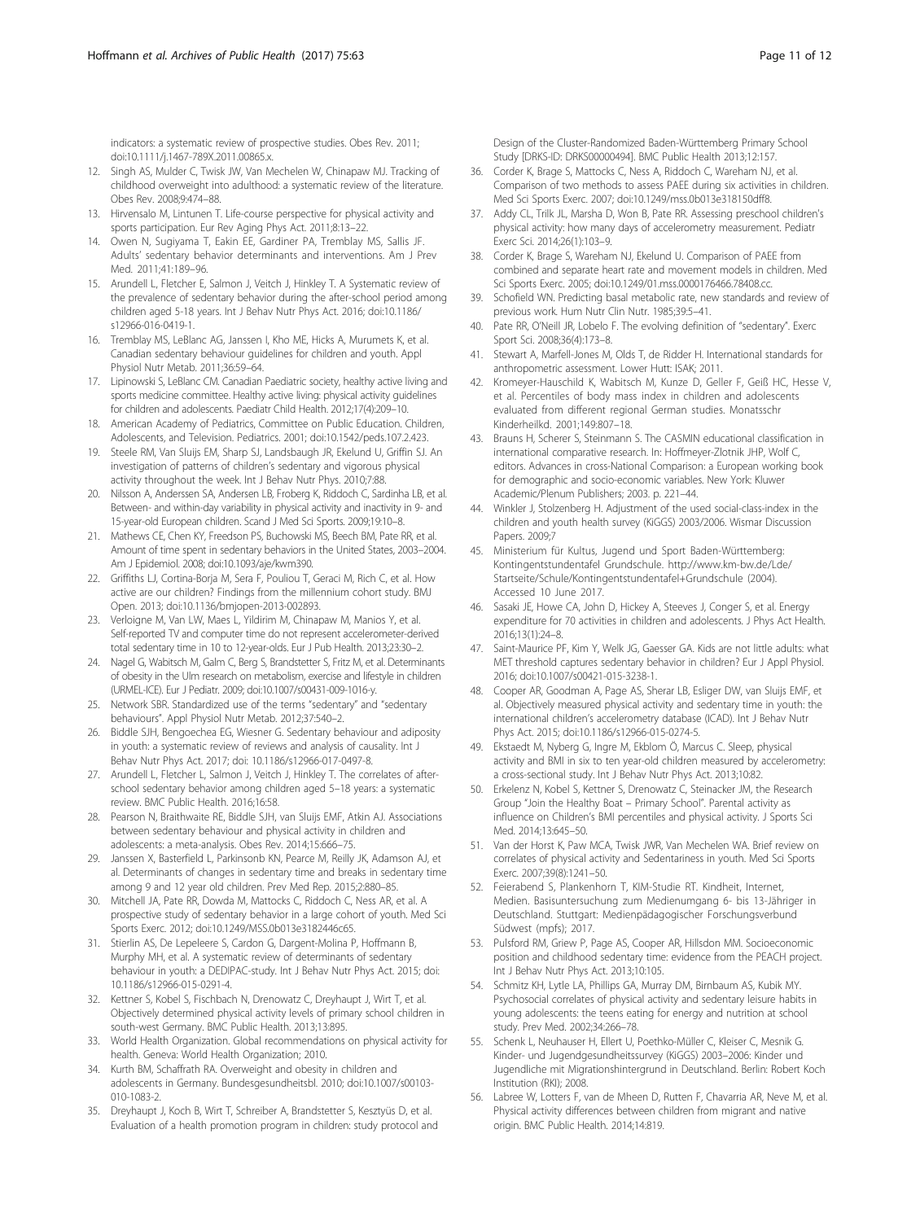indicators: a systematic review of prospective studies. Obes Rev. 2011; doi:10.1111/j.1467-789X.2011.00865.x.

12. Singh AS, Mulder C, Twisk JW, Van Mechelen W, Chinapaw MJ. Tracking of childhood overweight into adulthood: a systematic review of the literature. Obes Rev. 2008;9:474–88.
13. Hirvensalo M, Lintunen T. Life-course perspective for physical activity and sports participation. Eur Rev Aging Phys Act. 2011;8:13–22.
14. Owen N, Sugiyama T, Eakin EE, Gardiner PA, Tremblay MS, Sallis JF. Adults' sedentary behavior determinants and interventions. Am J Prev Med. 2011;41:189–96.
15. Arundell L, Fletcher E, Salmon J, Veitch J, Hinkley T. A Systematic review of the prevalence of sedentary behavior during the after-school period among children aged 5-18 years. Int J Behav Nutr Phys Act. 2016; doi:10.1186/s12966-016-0419-1.
16. Tremblay MS, LeBlanc AG, Janssen I, Kho ME, Hicks A, Murumets K, et al. Canadian sedentary behaviour guidelines for children and youth. Appl Physiol Nutr Metab. 2011;36:59–64.
17. Lipinowski S, LeBlanc CM. Canadian Paediatric society, healthy active living and sports medicine committee. Healthy active living: physical activity guidelines for children and adolescents. Paediatr Child Health. 2012;17(4):209–10.
18. American Academy of Pediatrics, Committee on Public Education. Children, Adolescents, and Television. Pediatrics. 2001; doi:10.1542/peds.107.2.423.
19. Steele RM, Van Sluijs EM, Sharp SJ, Landsbaugh JR, Ekelund U, Griffin SJ. An investigation of patterns of children's sedentary and vigorous physical activity throughout the week. Int J Behav Nutr Phys. 2010;7:88.
20. Nilsson A, Anderssen SA, Andersen LB, Froberg K, Riddoch C, Sardinha LB, et al. Between- and within-day variability in physical activity and inactivity in 9- and 15-year-old European children. Scand J Med Sci Sports. 2009;19:10–8.
21. Mathews CE, Chen KY, Freedson PS, Buchowski MS, Beech BM, Pate RR, et al. Amount of time spent in sedentary behaviors in the United States, 2003–2004. Am J Epidemiol. 2008; doi:10.1093/aje/kwm390.
22. Griffiths LJ, Cortina-Borja M, Sera F, Pouliou T, Geraci M, Rich C, et al. How active are our children? Findings from the millennium cohort study. BMJ Open. 2013; doi:10.1136/bmjopen-2013-002893.
23. Verloigne M, Van LW, Maes L, Yildirim M, Chinapaw M, Manios Y, et al. Self-reported TV and computer time do not represent accelerometer-derived total sedentary time in 10 to 12-year-olds. Eur J Pub Health. 2013;23:30–2.
24. Nagel G, Wabitsch M, Galm C, Berg S, Brandstetter S, Fritz M, et al. Determinants of obesity in the Ulm research on metabolism, exercise and lifestyle in children (URMEL-ICE). Eur J Pediatr. 2009; doi:10.1007/s00431-009-1016-y.
25. Network SBR. Standardized use of the terms "sedentary" and "sedentary behaviours". Appl Physiol Nutr Metab. 2012;37:540–2.
26. Biddle SJH, Bengoechea EG, Wiesner G. Sedentary behaviour and adiposity in youth: a systematic review of reviews and analysis of causality. Int J Behav Nutr Phys Act. 2017; doi: 10.1186/s12966-017-0497-8.
27. Arundell L, Fletcher L, Salmon J, Veitch J, Hinkley T. The correlates of after-school sedentary behavior among children aged 5–18 years: a systematic review. BMC Public Health. 2016;16:58.
28. Pearson N, Braithwaite RE, Biddle SJH, van Sluijs EMF, Atkin AJ. Associations between sedentary behaviour and physical activity in children and adolescents: a meta-analysis. Obes Rev. 2014;15:666–75.
29. Janssen X, Basterfield L, Parkinsonb KN, Pearce M, Reilly JK, Adamson AJ, et al. Determinants of changes in sedentary time and breaks in sedentary time among 9 and 12 year old children. Prev Med Rep. 2015;2:880–85.
30. Mitchell JA, Pate RR, Dowda M, Mattocks C, Riddoch C, Ness AR, et al. A prospective study of sedentary behavior in a large cohort of youth. Med Sci Sports Exerc. 2012; doi:10.1249/MSS.0b013e3182446c65.
31. Stierlin AS, De Lepeleere S, Cardon G, Dargent-Molina P, Hoffmann B, Murphy MH, et al. A systematic review of determinants of sedentary behaviour in youth: a DEDIPAC-study. Int J Behav Nutr Phys Act. 2015; doi: 10.1186/s12966-015-0291-4.
32. Kettner S, Kobel S, Fischbach N, Drenowatz C, Dreyhaupt J, Wirt T, et al. Objectively determined physical activity levels of primary school children in south-west Germany. BMC Public Health. 2013;13:895.
33. World Health Organization. Global recommendations on physical activity for health. Geneva: World Health Organization; 2010.
34. Kurth BM, Schaffrath RA. Overweight and obesity in children and adolescents in Germany. Bundesgesundheitsbl. 2010; doi:10.1007/s00103-010-1083-2.
35. Dreyhaupt J, Koch B, Wirt T, Schreiber A, Brandstetter S, Kesztyüs D, et al. Evaluation of a health promotion program in children: study protocol and Design of the Cluster-Randomized Baden-Württemberg Primary School Study [DRKS-ID: DRKS00000494]. BMC Public Health 2013;12:157.
36. Corder K, Brage S, Mattocks C, Ness A, Riddoch C, Wareham NJ, et al. Comparison of two methods to assess PAEE during six activities in children. Med Sci Sports Exerc. 2007; doi:10.1249/mss.0b013e318150dff8.
37. Addy CL, Trilk JL, Marsha D, Won B, Pate RR. Assessing preschool children's physical activity: how many days of accelerometry measurement. Pediatr Exerc Sci. 2014;26(1):103–9.
38. Corder K, Brage S, Wareham NJ, Ekelund U. Comparison of PAEE from combined and separate heart rate and movement models in children. Med Sci Sports Exerc. 2005; doi:10.1249/01.mss.0000176466.78408.cc.
39. Schofield WN. Predicting basal metabolic rate, new standards and review of previous work. Hum Nutr Clin Nutr. 1985;39:5–41.
40. Pate RR, O'Neill JR, Lobelo F. The evolving definition of "sedentary". Exerc Sport Sci. 2008;36(4):173–8.
41. Stewart A, Marfell-Jones M, Olds T, de Ridder H. International standards for anthropometric assessment. Lower Hutt: ISAK; 2011.
42. Kromeyer-Hauschild K, Wabitsch M, Kunze D, Geller F, Geiß HC, Hesse V, et al. Percentiles of body mass index in children and adolescents evaluated from different regional German studies. Monatsschr Kinderheilkd. 2001;149:807–18.
43. Brauns H, Scherer S, Steinmann S. The CASMIN educational classification in international comparative research. In: Hoffmeyer-Zlotnik JHP, Wolf C, editors. Advances in cross-National Comparison: a European working book for demographic and socio-economic variables. New York: Kluwer Academic/Plenum Publishers; 2003. p. 221–44.
44. Winkler J, Stolzenberg H. Adjustment of the used social-class-index in the children and youth health survey (KiGGS) 2003/2006. Wismar Discussion Papers. 2009;7
45. Ministerium für Kultus, Jugend und Sport Baden-Württemberg: Kontingentstundentafel Grundschule. http://www.km-bw.de/Lde/Startseite/Schule/Kontingentstundentafel+Grundschule (2004). Accessed 10 June 2017.
46. Sasaki JE, Howe CA, John D, Hickey A, Steeves J, Conger S, et al. Energy expenditure for 70 activities in children and adolescents. J Phys Act Health. 2016;13(1):24–8.
47. Saint-Maurice PF, Kim Y, Welk JG, Gaesser GA. Kids are not little adults: what MET threshold captures sedentary behavior in children? Eur J Appl Physiol. 2016; doi:10.1007/s00421-015-3238-1.
48. Cooper AR, Goodman A, Page AS, Sherar LB, Esliger DW, van Sluijs EMF, et al. Objectively measured physical activity and sedentary time in youth: the international children's accelerometry database (ICAD). Int J Behav Nutr Phys Act. 2015; doi:10.1186/s12966-015-0274-5.
49. Ekstaedt M, Nyberg G, Ingre M, Ekblom Ö, Marcus C. Sleep, physical activity and BMI in six to ten year-old children measured by accelerometry: a cross-sectional study. Int J Behav Nutr Phys Act. 2013;10:82.
50. Erkelenz N, Kobel S, Kettner S, Drenowatz C, Steinacker JM, the Research Group "Join the Healthy Boat – Primary School". Parental activity as influence on Children's BMI percentiles and physical activity. J Sports Sci Med. 2014;13:645–50.
51. Van der Horst K, Paw MCA, Twisk JWR, Van Mechelen WA. Brief review on correlates of physical activity and Sedentariness in youth. Med Sci Sports Exerc. 2007;39(8):1241–50.
52. Feierabend S, Plankenhorn T, KIM-Studie RT. Kindheit, Internet, Medien. Basisuntersuchung zum Medienumgang 6- bis 13-Jähriger in Deutschland. Stuttgart: Medienpädagogischer Forschungsverbund Südwest (mpfs); 2017.
53. Pulsford RM, Griew P, Page AS, Cooper AR, Hillsdon MM. Socioeconomic position and childhood sedentary time: evidence from the PEACH project. Int J Behav Nutr Phys Act. 2013;10:105.
54. Schmitz KH, Lytle LA, Phillips GA, Murray DM, Birnbaum AS, Kubik MY. Psychosocial correlates of physical activity and sedentary leisure habits in young adolescents: the teens eating for energy and nutrition at school study. Prev Med. 2002;34:266–78.
55. Schenk L, Neuhauser H, Ellert U, Poethko-Müller C, Kleiser C, Mesnik G. Kinder- und Jugendgesundheitssurvey (KiGGS) 2003–2006: Kinder und Jugendliche mit Migrationshintergrund in Deutschland. Berlin: Robert Koch Institution (RKI); 2008.
56. Labree W, Lotters F, van de Mheen D, Rutten F, Chavarria AR, Neve M, et al. Physical activity differences between children from migrant and native origin. BMC Public Health. 2014;14:819.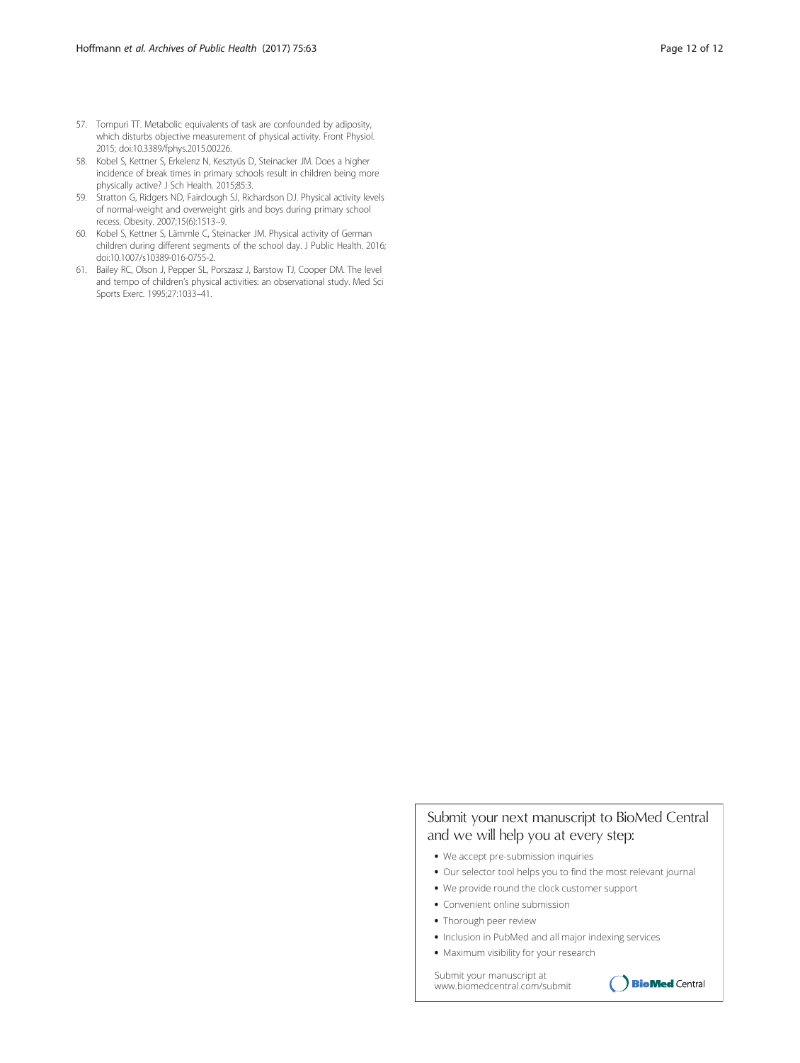57. Tompuri TT. Metabolic equivalents of task are confounded by adiposity, which disturbs objective measurement of physical activity. Front Physiol. 2015; doi:10.3389/fphys.2015.00226.
58. Kobel S, Kettner S, Erkelenz N, Kesztyüs D, Steinacker JM. Does a higher incidence of break times in primary schools result in children being more physically active? J Sch Health. 2015;85:3.
59. Stratton G, Ridgers ND, Fairclough SJ, Richardson DJ. Physical activity levels of normal-weight and overweight girls and boys during primary school recess. Obesity. 2007;15(6):1513–9.
60. Kobel S, Kettner S, Lämmle C, Steinacker JM. Physical activity of German children during different segments of the school day. J Public Health. 2016; doi:10.1007/s10389-016-0755-2.
61. Bailey RC, Olson J, Pepper SL, Porszasz J, Barstow TJ, Cooper DM. The level and tempo of children's physical activities: an observational study. Med Sci Sports Exerc. 1995;27:1033–41.

Submit your next manuscript to BioMed Central and we will help you at every step:

- We accept pre-submission inquiries
- Our selector tool helps you to find the most relevant journal
- We provide round the clock customer support
- Convenient online submission
- Thorough peer review
- Inclusion in PubMed and all major indexing services
- Maximum visibility for your research

Submit your manuscript at
www.biomedcentral.com/submit

BioMed Central